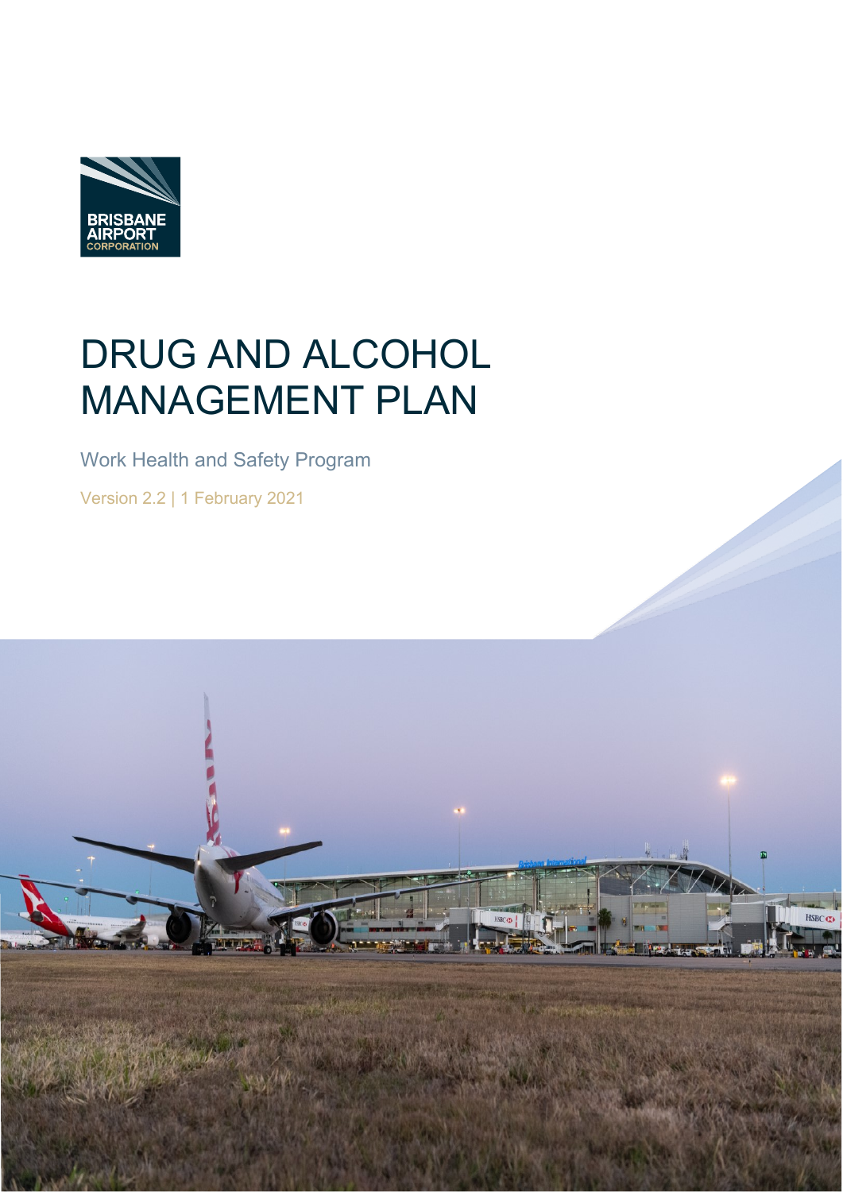BRISBANE AIRPORT CORPORATION

# DRUG AND ALCOHOL MANAGEMENT PLAN

Work Health and Safety Program

Version 2.2 | 1 February 2021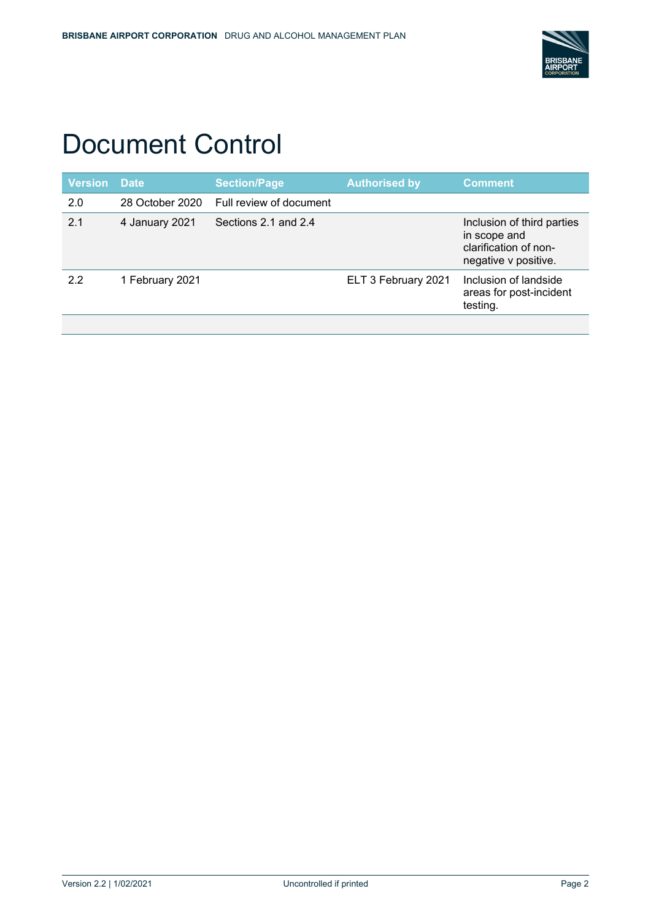# Document Control

| Version | Date | Section/Page | Authorised by | Comment |
|---|---|---|---|---|
| 2.0 | 28 October 2020 | Full review of document | | |
| 2.1 | 4 January 2021 | Sections 2.1 and 2.4 | | Inclusion of third parties in scope and clarification of non-negative v positive. |
| 2.2 | 1 February 2021 | | ELT 3 February 2021 | Inclusion of landside areas for post-incident testing. |
| | | | | |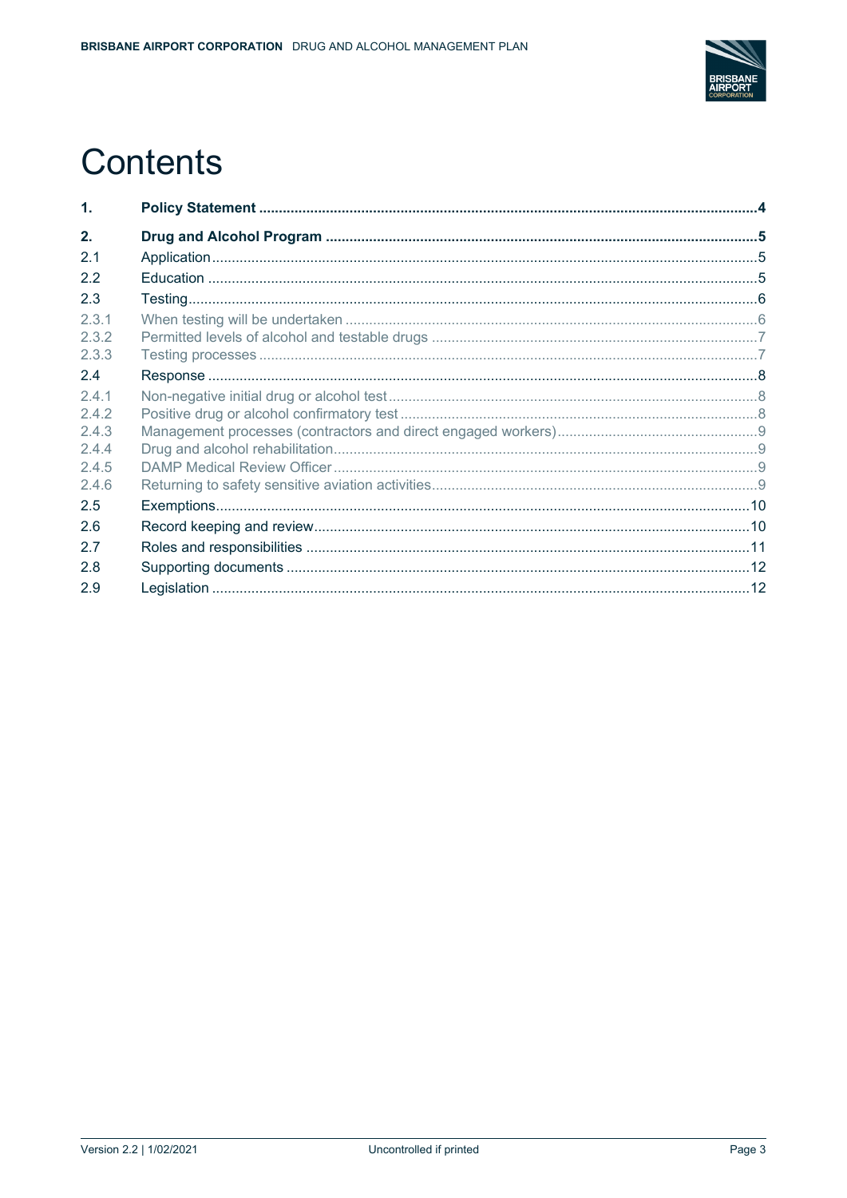# Contents

| | | |
|---|---|---|
| **1.** | **Policy Statement** | **4** |
| **2.** | **Drug and Alcohol Program** | **5** |
| 2.1 | Application | 5 |
| 2.2 | Education | 5 |
| 2.3 | Testing | 6 |
| 2.3.1 | When testing will be undertaken | 6 |
| 2.3.2 | Permitted levels of alcohol and testable drugs | 7 |
| 2.3.3 | Testing processes | 7 |
| 2.4 | Response | 8 |
| 2.4.1 | Non-negative initial drug or alcohol test | 8 |
| 2.4.2 | Positive drug or alcohol confirmatory test | 8 |
| 2.4.3 | Management processes (contractors and direct engaged workers) | 9 |
| 2.4.4 | Drug and alcohol rehabilitation | 9 |
| 2.4.5 | DAMP Medical Review Officer | 9 |
| 2.4.6 | Returning to safety sensitive aviation activities | 9 |
| 2.5 | Exemptions | 10 |
| 2.6 | Record keeping and review | 10 |
| 2.7 | Roles and responsibilities | 11 |
| 2.8 | Supporting documents | 12 |
| 2.9 | Legislation | 12 |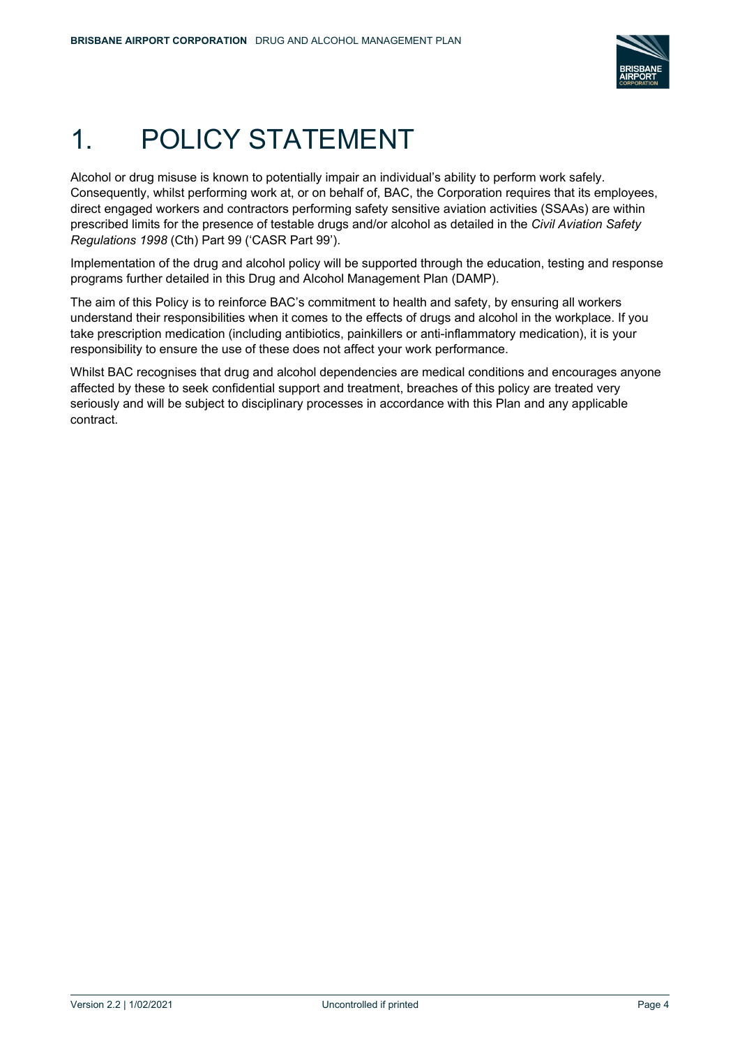# 1. POLICY STATEMENT

Alcohol or drug misuse is known to potentially impair an individual's ability to perform work safely. Consequently, whilst performing work at, or on behalf of, BAC, the Corporation requires that its employees, direct engaged workers and contractors performing safety sensitive aviation activities (SSAAs) are within prescribed limits for the presence of testable drugs and/or alcohol as detailed in the *Civil Aviation Safety Regulations 1998* (Cth) Part 99 ('CASR Part 99').

Implementation of the drug and alcohol policy will be supported through the education, testing and response programs further detailed in this Drug and Alcohol Management Plan (DAMP).

The aim of this Policy is to reinforce BAC's commitment to health and safety, by ensuring all workers understand their responsibilities when it comes to the effects of drugs and alcohol in the workplace. If you take prescription medication (including antibiotics, painkillers or anti-inflammatory medication), it is your responsibility to ensure the use of these does not affect your work performance.

Whilst BAC recognises that drug and alcohol dependencies are medical conditions and encourages anyone affected by these to seek confidential support and treatment, breaches of this policy are treated very seriously and will be subject to disciplinary processes in accordance with this Plan and any applicable contract.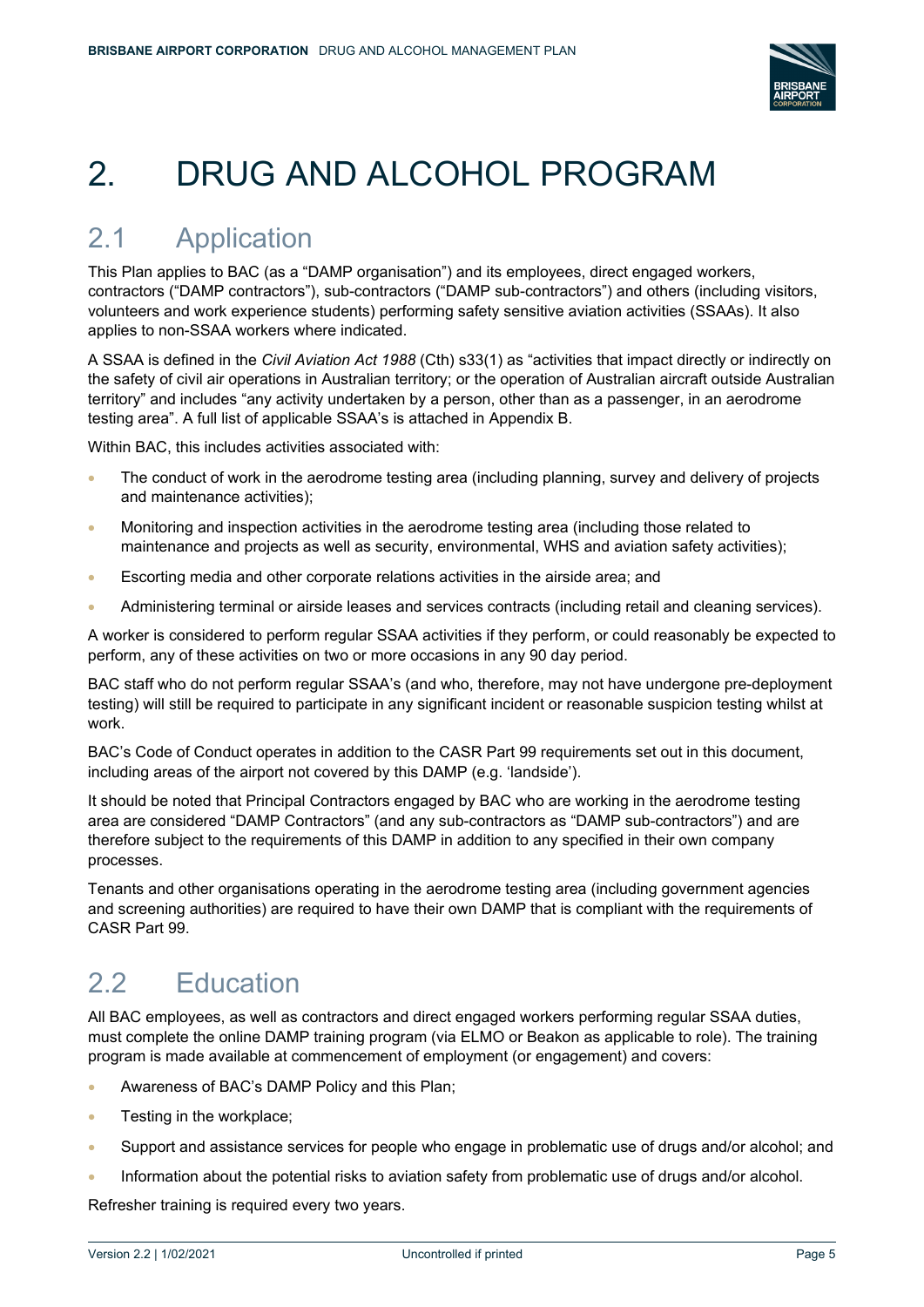# 2. DRUG AND ALCOHOL PROGRAM

## 2.1 Application

This Plan applies to BAC (as a "DAMP organisation") and its employees, direct engaged workers, contractors ("DAMP contractors"), sub-contractors ("DAMP sub-contractors") and others (including visitors, volunteers and work experience students) performing safety sensitive aviation activities (SSAAs). It also applies to non-SSAA workers where indicated.

A SSAA is defined in the *Civil Aviation Act 1988* (Cth) s33(1) as "activities that impact directly or indirectly on the safety of civil air operations in Australian territory; or the operation of Australian aircraft outside Australian territory" and includes "any activity undertaken by a person, other than as a passenger, in an aerodrome testing area". A full list of applicable SSAA's is attached in Appendix B.

Within BAC, this includes activities associated with:

- The conduct of work in the aerodrome testing area (including planning, survey and delivery of projects and maintenance activities);
- Monitoring and inspection activities in the aerodrome testing area (including those related to maintenance and projects as well as security, environmental, WHS and aviation safety activities);
- Escorting media and other corporate relations activities in the airside area; and
- Administering terminal or airside leases and services contracts (including retail and cleaning services).

A worker is considered to perform regular SSAA activities if they perform, or could reasonably be expected to perform, any of these activities on two or more occasions in any 90 day period.

BAC staff who do not perform regular SSAA's (and who, therefore, may not have undergone pre-deployment testing) will still be required to participate in any significant incident or reasonable suspicion testing whilst at work.

BAC's Code of Conduct operates in addition to the CASR Part 99 requirements set out in this document, including areas of the airport not covered by this DAMP (e.g. 'landside').

It should be noted that Principal Contractors engaged by BAC who are working in the aerodrome testing area are considered "DAMP Contractors" (and any sub-contractors as "DAMP sub-contractors") and are therefore subject to the requirements of this DAMP in addition to any specified in their own company processes.

Tenants and other organisations operating in the aerodrome testing area (including government agencies and screening authorities) are required to have their own DAMP that is compliant with the requirements of CASR Part 99.

## 2.2 Education

All BAC employees, as well as contractors and direct engaged workers performing regular SSAA duties, must complete the online DAMP training program (via ELMO or Beakon as applicable to role). The training program is made available at commencement of employment (or engagement) and covers:

- Awareness of BAC's DAMP Policy and this Plan;
- Testing in the workplace;
- Support and assistance services for people who engage in problematic use of drugs and/or alcohol; and
- Information about the potential risks to aviation safety from problematic use of drugs and/or alcohol.

Refresher training is required every two years.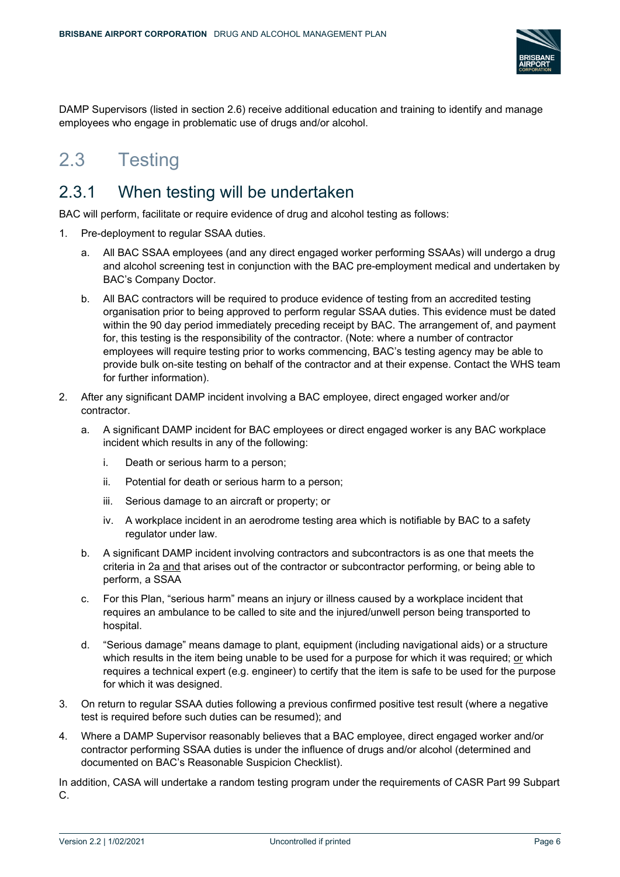DAMP Supervisors (listed in section 2.6) receive additional education and training to identify and manage employees who engage in problematic use of drugs and/or alcohol.

# 2.3 Testing

## 2.3.1 When testing will be undertaken

BAC will perform, facilitate or require evidence of drug and alcohol testing as follows:

1. Pre-deployment to regular SSAA duties.
   a. All BAC SSAA employees (and any direct engaged worker performing SSAAs) will undergo a drug and alcohol screening test in conjunction with the BAC pre-employment medical and undertaken by BAC's Company Doctor.
   b. All BAC contractors will be required to produce evidence of testing from an accredited testing organisation prior to being approved to perform regular SSAA duties. This evidence must be dated within the 90 day period immediately preceding receipt by BAC. The arrangement of, and payment for, this testing is the responsibility of the contractor. (Note: where a number of contractor employees will require testing prior to works commencing, BAC's testing agency may be able to provide bulk on-site testing on behalf of the contractor and at their expense. Contact the WHS team for further information).
2. After any significant DAMP incident involving a BAC employee, direct engaged worker and/or contractor.
   a. A significant DAMP incident for BAC employees or direct engaged worker is any BAC workplace incident which results in any of the following:
      i. Death or serious harm to a person;
      ii. Potential for death or serious harm to a person;
      iii. Serious damage to an aircraft or property; or
      iv. A workplace incident in an aerodrome testing area which is notifiable by BAC to a safety regulator under law.
   b. A significant DAMP incident involving contractors and subcontractors is as one that meets the criteria in 2a <u>and</u> that arises out of the contractor or subcontractor performing, or being able to perform, a SSAA
   c. For this Plan, "serious harm" means an injury or illness caused by a workplace incident that requires an ambulance to be called to site and the injured/unwell person being transported to hospital.
   d. "Serious damage" means damage to plant, equipment (including navigational aids) or a structure which results in the item being unable to be used for a purpose for which it was required; <u>or</u> which requires a technical expert (e.g. engineer) to certify that the item is safe to be used for the purpose for which it was designed.
3. On return to regular SSAA duties following a previous confirmed positive test result (where a negative test is required before such duties can be resumed); and
4. Where a DAMP Supervisor reasonably believes that a BAC employee, direct engaged worker and/or contractor performing SSAA duties is under the influence of drugs and/or alcohol (determined and documented on BAC's Reasonable Suspicion Checklist).

In addition, CASA will undertake a random testing program under the requirements of CASR Part 99 Subpart C.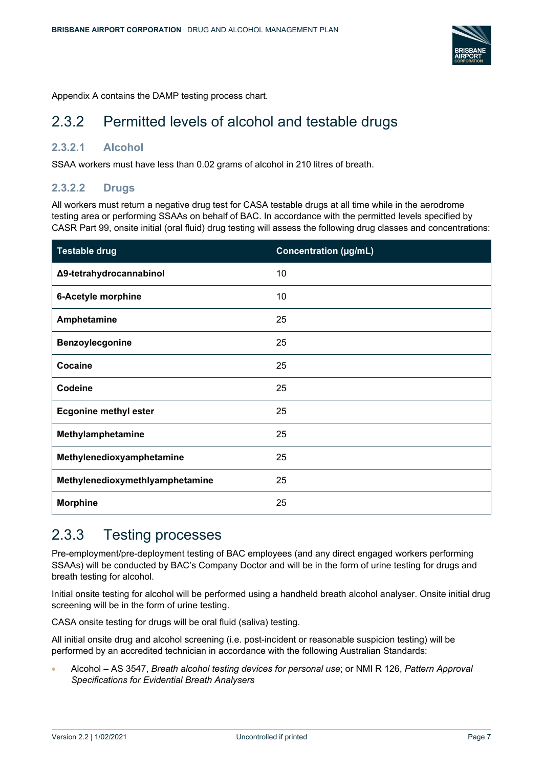Appendix A contains the DAMP testing process chart.

## 2.3.2 Permitted levels of alcohol and testable drugs

### 2.3.2.1 Alcohol

SSAA workers must have less than 0.02 grams of alcohol in 210 litres of breath.

### 2.3.2.2 Drugs

All workers must return a negative drug test for CASA testable drugs at all time while in the aerodrome testing area or performing SSAAs on behalf of BAC. In accordance with the permitted levels specified by CASR Part 99, onsite initial (oral fluid) drug testing will assess the following drug classes and concentrations:

| Testable drug | Concentration (µg/mL) |
|---|---|
| **Δ9-tetrahydrocannabinol** | 10 |
| **6-Acetyle morphine** | 10 |
| **Amphetamine** | 25 |
| **Benzoylecgonine** | 25 |
| **Cocaine** | 25 |
| **Codeine** | 25 |
| **Ecgonine methyl ester** | 25 |
| **Methylamphetamine** | 25 |
| **Methylenedioxyamphetamine** | 25 |
| **Methylenedioxymethlyamphetamine** | 25 |
| **Morphine** | 25 |

## 2.3.3 Testing processes

Pre-employment/pre-deployment testing of BAC employees (and any direct engaged workers performing SSAAs) will be conducted by BAC's Company Doctor and will be in the form of urine testing for drugs and breath testing for alcohol.

Initial onsite testing for alcohol will be performed using a handheld breath alcohol analyser. Onsite initial drug screening will be in the form of urine testing.

CASA onsite testing for drugs will be oral fluid (saliva) testing.

All initial onsite drug and alcohol screening (i.e. post-incident or reasonable suspicion testing) will be performed by an accredited technician in accordance with the following Australian Standards:

- Alcohol – AS 3547, *Breath alcohol testing devices for personal use*; or NMI R 126, *Pattern Approval Specifications for Evidential Breath Analysers*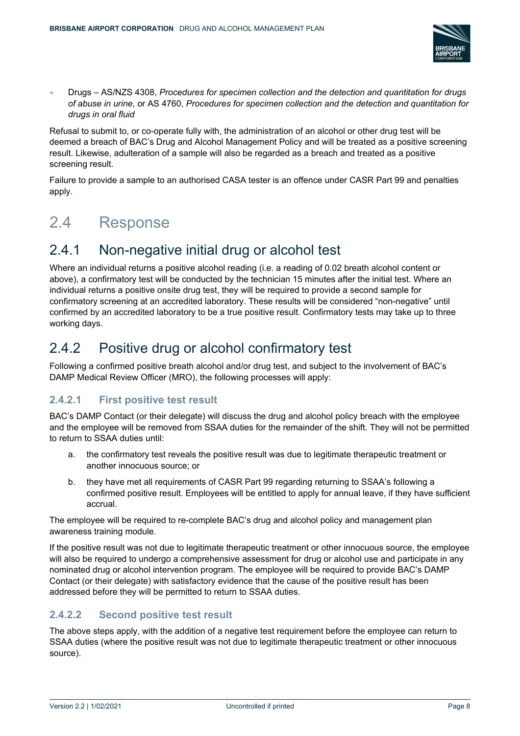- Drugs – AS/NZS 4308, *Procedures for specimen collection and the detection and quantitation for drugs of abuse in urine*, or AS 4760, *Procedures for specimen collection and the detection and quantitation for drugs in oral fluid*

Refusal to submit to, or co-operate fully with, the administration of an alcohol or other drug test will be deemed a breach of BAC's Drug and Alcohol Management Policy and will be treated as a positive screening result. Likewise, adulteration of a sample will also be regarded as a breach and treated as a positive screening result.

Failure to provide a sample to an authorised CASA tester is an offence under CASR Part 99 and penalties apply.

# 2.4 Response

## 2.4.1 Non-negative initial drug or alcohol test

Where an individual returns a positive alcohol reading (i.e. a reading of 0.02 breath alcohol content or above), a confirmatory test will be conducted by the technician 15 minutes after the initial test. Where an individual returns a positive onsite drug test, they will be required to provide a second sample for confirmatory screening at an accredited laboratory. These results will be considered "non-negative" until confirmed by an accredited laboratory to be a true positive result. Confirmatory tests may take up to three working days.

## 2.4.2 Positive drug or alcohol confirmatory test

Following a confirmed positive breath alcohol and/or drug test, and subject to the involvement of BAC's DAMP Medical Review Officer (MRO), the following processes will apply:

### 2.4.2.1 First positive test result

BAC's DAMP Contact (or their delegate) will discuss the drug and alcohol policy breach with the employee and the employee will be removed from SSAA duties for the remainder of the shift. They will not be permitted to return to SSAA duties until:

a. the confirmatory test reveals the positive result was due to legitimate therapeutic treatment or another innocuous source; or

b. they have met all requirements of CASR Part 99 regarding returning to SSAA's following a confirmed positive result. Employees will be entitled to apply for annual leave, if they have sufficient accrual.

The employee will be required to re-complete BAC's drug and alcohol policy and management plan awareness training module.

If the positive result was not due to legitimate therapeutic treatment or other innocuous source, the employee will also be required to undergo a comprehensive assessment for drug or alcohol use and participate in any nominated drug or alcohol intervention program. The employee will be required to provide BAC's DAMP Contact (or their delegate) with satisfactory evidence that the cause of the positive result has been addressed before they will be permitted to return to SSAA duties.

### 2.4.2.2 Second positive test result

The above steps apply, with the addition of a negative test requirement before the employee can return to SSAA duties (where the positive result was not due to legitimate therapeutic treatment or other innocuous source).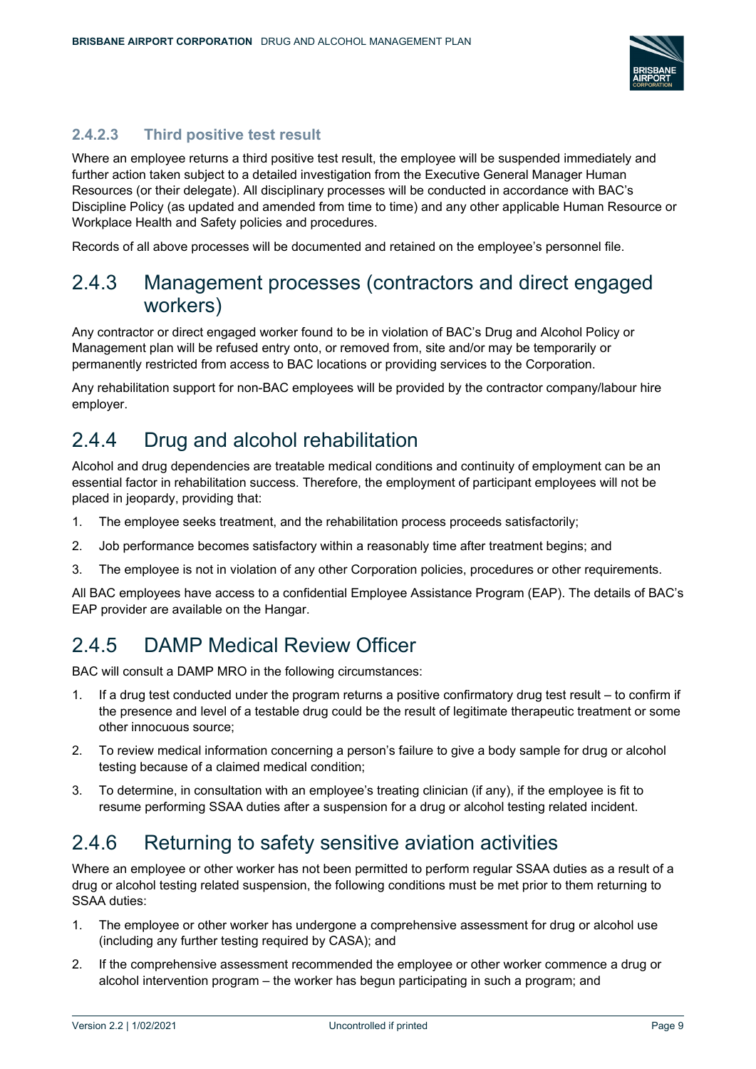#### 2.4.2.3 Third positive test result

Where an employee returns a third positive test result, the employee will be suspended immediately and further action taken subject to a detailed investigation from the Executive General Manager Human Resources (or their delegate). All disciplinary processes will be conducted in accordance with BAC's Discipline Policy (as updated and amended from time to time) and any other applicable Human Resource or Workplace Health and Safety policies and procedures.

Records of all above processes will be documented and retained on the employee's personnel file.

### 2.4.3 Management processes (contractors and direct engaged workers)

Any contractor or direct engaged worker found to be in violation of BAC's Drug and Alcohol Policy or Management plan will be refused entry onto, or removed from, site and/or may be temporarily or permanently restricted from access to BAC locations or providing services to the Corporation.

Any rehabilitation support for non-BAC employees will be provided by the contractor company/labour hire employer.

### 2.4.4 Drug and alcohol rehabilitation

Alcohol and drug dependencies are treatable medical conditions and continuity of employment can be an essential factor in rehabilitation success. Therefore, the employment of participant employees will not be placed in jeopardy, providing that:

1. The employee seeks treatment, and the rehabilitation process proceeds satisfactorily;
2. Job performance becomes satisfactory within a reasonably time after treatment begins; and
3. The employee is not in violation of any other Corporation policies, procedures or other requirements.

All BAC employees have access to a confidential Employee Assistance Program (EAP). The details of BAC's EAP provider are available on the Hangar.

### 2.4.5 DAMP Medical Review Officer

BAC will consult a DAMP MRO in the following circumstances:

1. If a drug test conducted under the program returns a positive confirmatory drug test result – to confirm if the presence and level of a testable drug could be the result of legitimate therapeutic treatment or some other innocuous source;
2. To review medical information concerning a person's failure to give a body sample for drug or alcohol testing because of a claimed medical condition;
3. To determine, in consultation with an employee's treating clinician (if any), if the employee is fit to resume performing SSAA duties after a suspension for a drug or alcohol testing related incident.

### 2.4.6 Returning to safety sensitive aviation activities

Where an employee or other worker has not been permitted to perform regular SSAA duties as a result of a drug or alcohol testing related suspension, the following conditions must be met prior to them returning to SSAA duties:

1. The employee or other worker has undergone a comprehensive assessment for drug or alcohol use (including any further testing required by CASA); and
2. If the comprehensive assessment recommended the employee or other worker commence a drug or alcohol intervention program – the worker has begun participating in such a program; and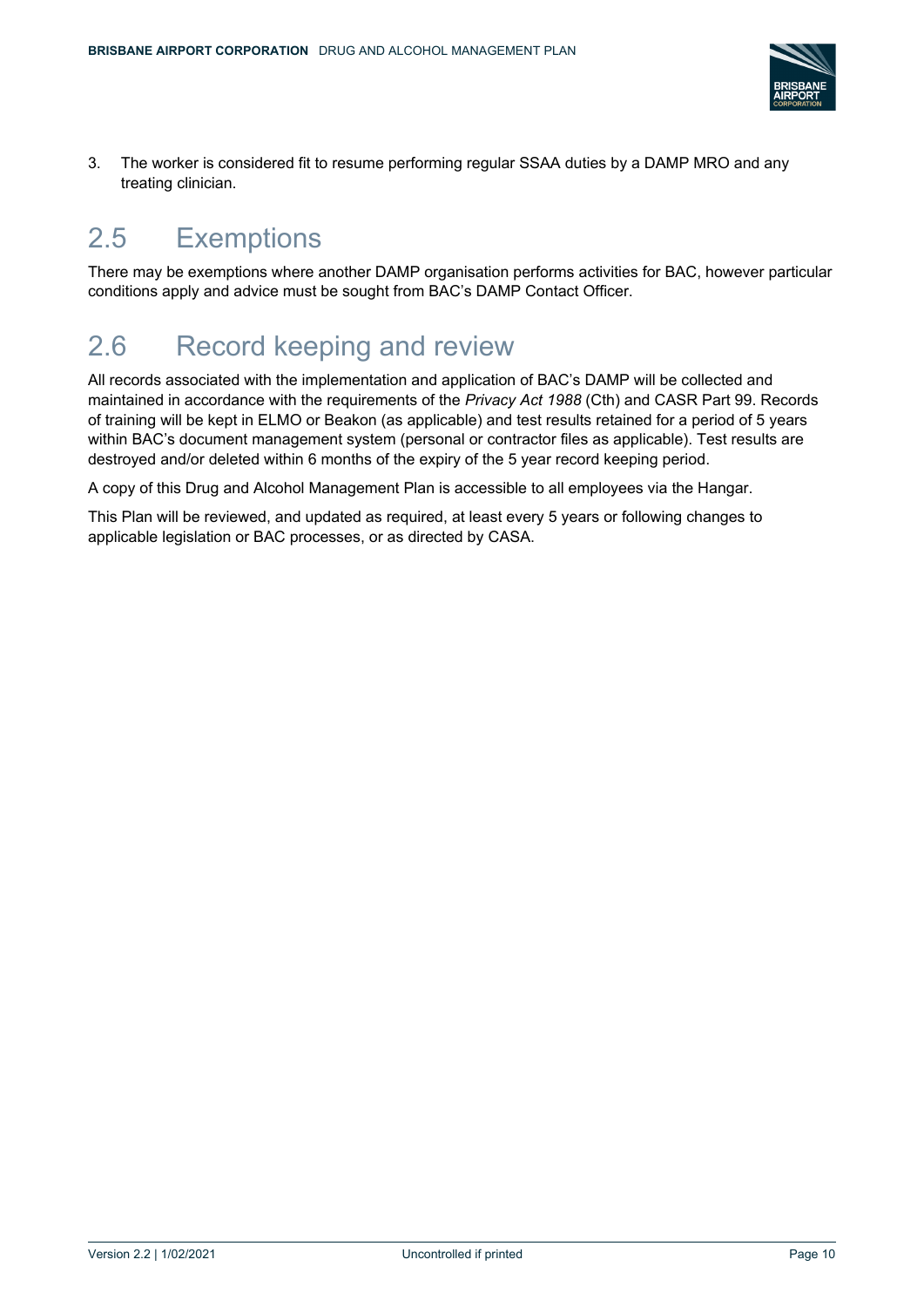3. The worker is considered fit to resume performing regular SSAA duties by a DAMP MRO and any treating clinician.

## 2.5 Exemptions

There may be exemptions where another DAMP organisation performs activities for BAC, however particular conditions apply and advice must be sought from BAC's DAMP Contact Officer.

## 2.6 Record keeping and review

All records associated with the implementation and application of BAC's DAMP will be collected and maintained in accordance with the requirements of the *Privacy Act 1988* (Cth) and CASR Part 99. Records of training will be kept in ELMO or Beakon (as applicable) and test results retained for a period of 5 years within BAC's document management system (personal or contractor files as applicable). Test results are destroyed and/or deleted within 6 months of the expiry of the 5 year record keeping period.

A copy of this Drug and Alcohol Management Plan is accessible to all employees via the Hangar.

This Plan will be reviewed, and updated as required, at least every 5 years or following changes to applicable legislation or BAC processes, or as directed by CASA.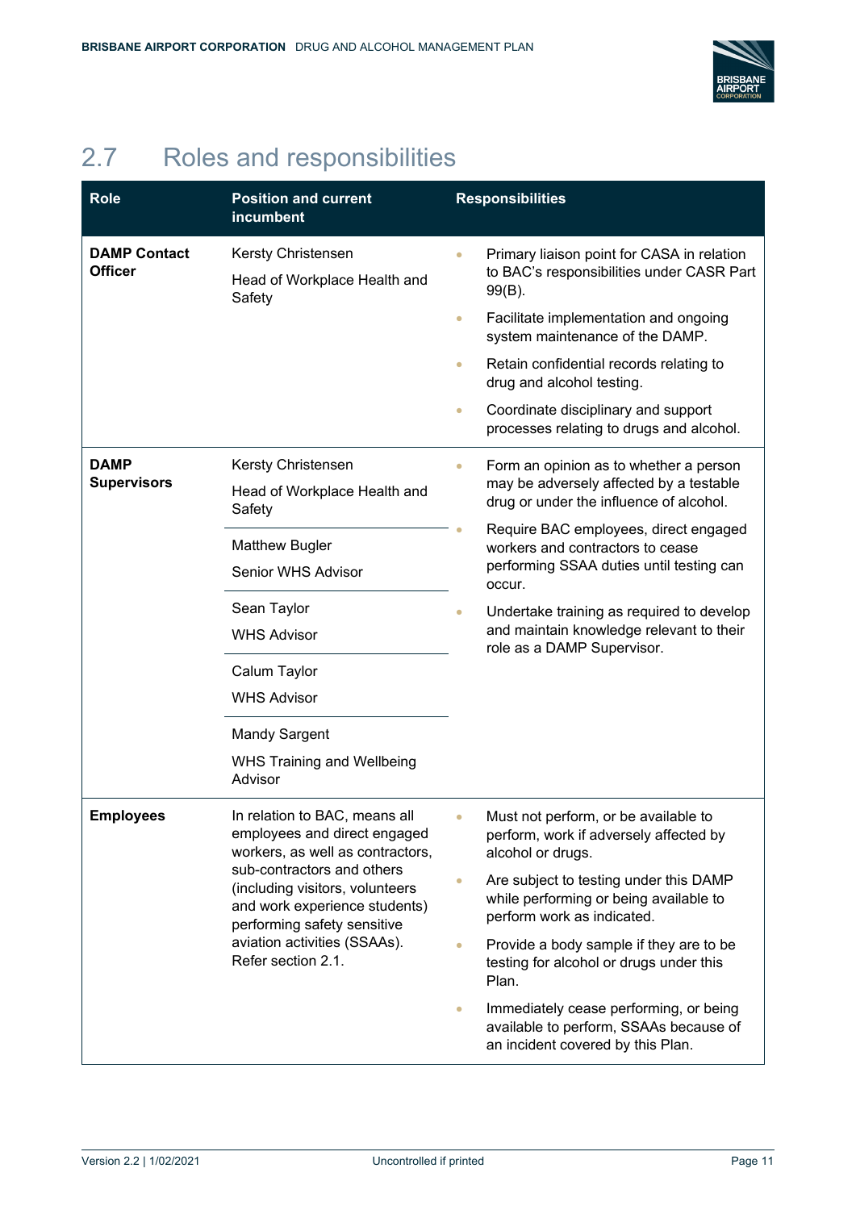## 2.7 Roles and responsibilities

| Role | Position and current incumbent | Responsibilities |
|---|---|---|
| **DAMP Contact Officer** | Kersty Christensen<br>Head of Workplace Health and Safety | • Primary liaison point for CASA in relation to BAC's responsibilities under CASR Part 99(B).<br>• Facilitate implementation and ongoing system maintenance of the DAMP.<br>• Retain confidential records relating to drug and alcohol testing.<br>• Coordinate disciplinary and support processes relating to drugs and alcohol. |
| **DAMP Supervisors** | Kersty Christensen<br>Head of Workplace Health and Safety<br><br>Matthew Bugler<br>Senior WHS Advisor<br><br>Sean Taylor<br>WHS Advisor<br><br>Calum Taylor<br>WHS Advisor<br><br>Mandy Sargent<br>WHS Training and Wellbeing Advisor | • Form an opinion as to whether a person may be adversely affected by a testable drug or under the influence of alcohol.<br>• Require BAC employees, direct engaged workers and contractors to cease performing SSAA duties until testing can occur.<br>• Undertake training as required to develop and maintain knowledge relevant to their role as a DAMP Supervisor. |
| **Employees** | In relation to BAC, means all employees and direct engaged workers, as well as contractors, sub-contractors and others (including visitors, volunteers and work experience students) performing safety sensitive aviation activities (SSAAs). Refer section 2.1. | • Must not perform, or be available to perform, work if adversely affected by alcohol or drugs.<br>• Are subject to testing under this DAMP while performing or being available to perform work as indicated.<br>• Provide a body sample if they are to be testing for alcohol or drugs under this Plan.<br>• Immediately cease performing, or being available to perform, SSAAs because of an incident covered by this Plan. |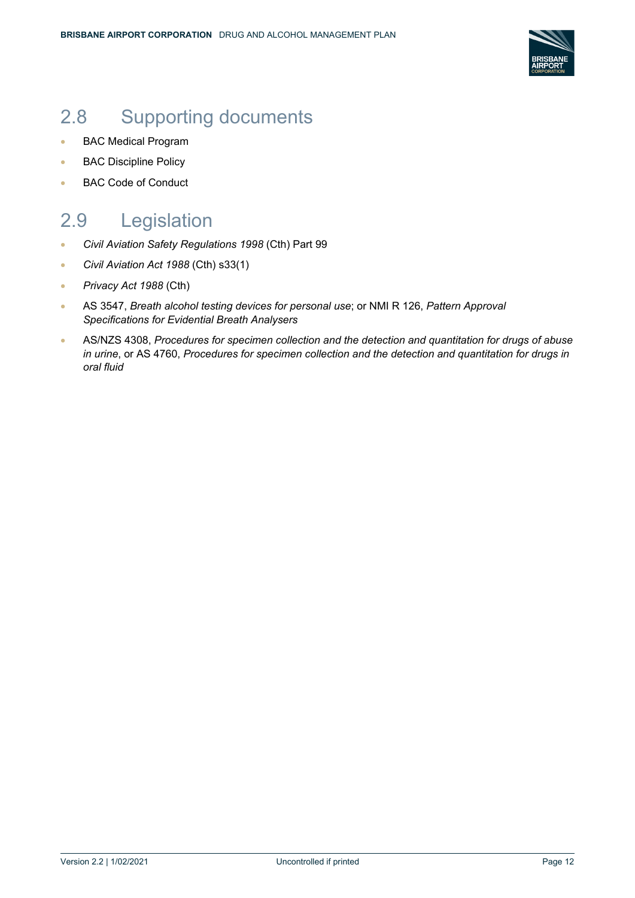## 2.8 Supporting documents

- BAC Medical Program
- BAC Discipline Policy
- BAC Code of Conduct

## 2.9 Legislation

- *Civil Aviation Safety Regulations 1998* (Cth) Part 99
- *Civil Aviation Act 1988* (Cth) s33(1)
- *Privacy Act 1988* (Cth)
- AS 3547, *Breath alcohol testing devices for personal use*; or NMI R 126, *Pattern Approval Specifications for Evidential Breath Analysers*
- AS/NZS 4308, *Procedures for specimen collection and the detection and quantitation for drugs of abuse in urine*, or AS 4760, *Procedures for specimen collection and the detection and quantitation for drugs in oral fluid*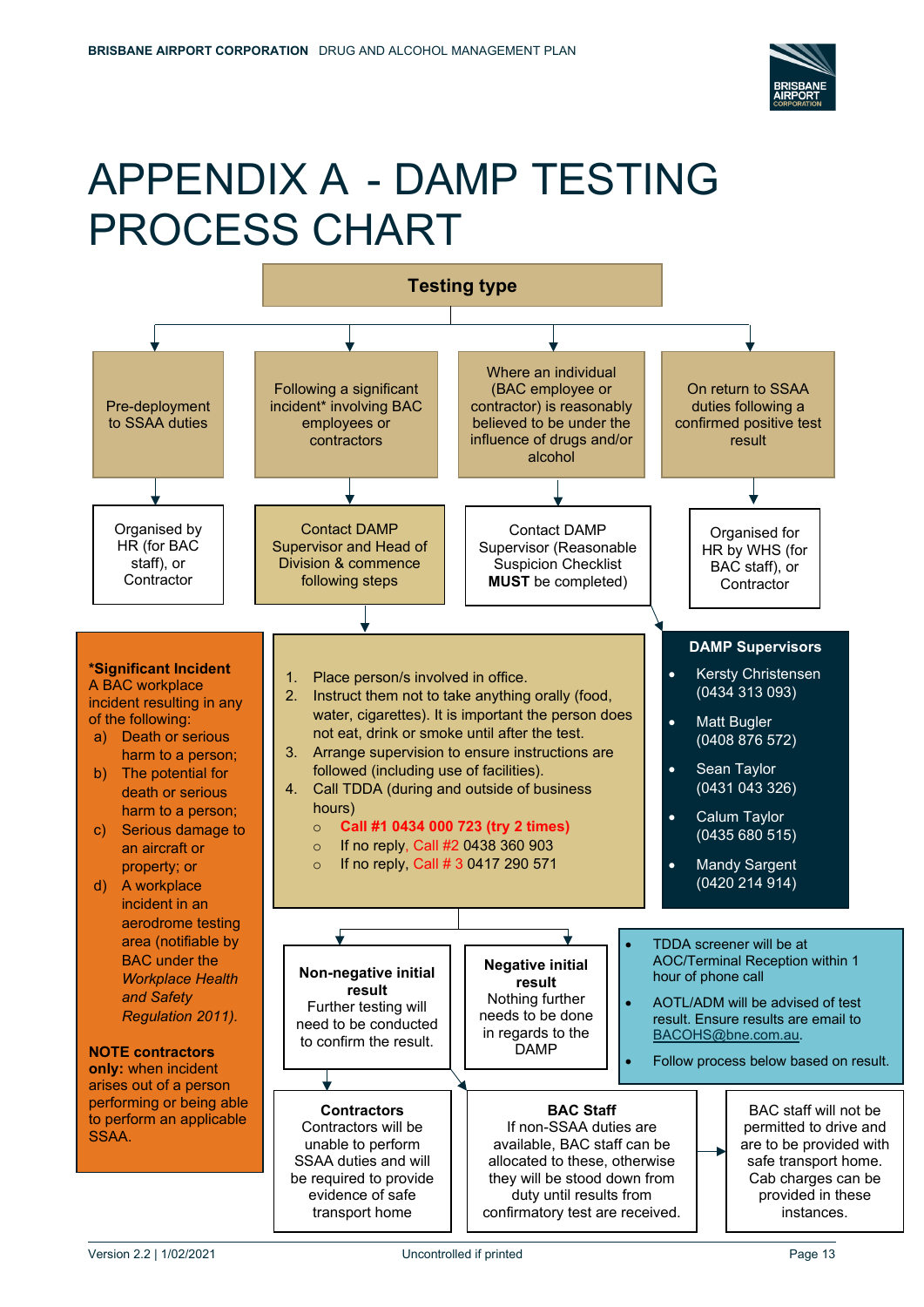# APPENDIX A - DAMP TESTING PROCESS CHART

**Testing type**

**Pre-deployment to SSAA duties**
- Organised by HR (for BAC staff), or Contractor

**Following a significant incident* involving BAC employees or contractors**
- Contact DAMP Supervisor and Head of Division & commence following steps

**Where an individual (BAC employee or contractor) is reasonably believed to be under the influence of drugs and/or alcohol**
- Contact DAMP Supervisor (Reasonable Suspicion Checklist **MUST** be completed)

**On return to SSAA duties following a confirmed positive test result**
- Organised for HR by WHS (for BAC staff), or Contractor

---

**\*Significant Incident**
A BAC workplace incident resulting in any of the following:

a) Death or serious harm to a person;
b) The potential for death or serious harm to a person;
c) Serious damage to an aircraft or property; or
d) A workplace incident in an aerodrome testing area (notifiable by BAC under the *Workplace Health and Safety Regulation 2011).*

**NOTE contractors only:** when incident arises out of a person performing or being able to perform an applicable SSAA.

---

1. Place person/s involved in office.
2. Instruct them not to take anything orally (food, water, cigarettes). It is important the person does not eat, drink or smoke until after the test.
3. Arrange supervision to ensure instructions are followed (including use of facilities).
4. Call TDDA (during and outside of business hours)
   - **Call #1 0434 000 723 (try 2 times)**
   - If no reply, Call #2 0438 360 903
   - If no reply, Call # 3 0417 290 571

---

**DAMP Supervisors**

- Kersty Christensen (0434 313 093)
- Matt Bugler (0408 876 572)
- Sean Taylor (0431 043 326)
- Calum Taylor (0435 680 515)
- Mandy Sargent (0420 214 914)

---

- TDDA screener will be at AOC/Terminal Reception within 1 hour of phone call
- AOTL/ADM will be advised of test result. Ensure results are email to BACOHS@bne.com.au.
- Follow process below based on result.

---

**Non-negative initial result**
Further testing will need to be conducted to confirm the result.

**Negative initial result**
Nothing further needs to be done in regards to the DAMP

---

**Contractors**
Contractors will be unable to perform SSAA duties and will be required to provide evidence of safe transport home

**BAC Staff**
If non-SSAA duties are available, BAC staff can be allocated to these, otherwise they will be stood down from duty until results from confirmatory test are received.

BAC staff will not be permitted to drive and are to be provided with safe transport home. Cab charges can be provided in these instances.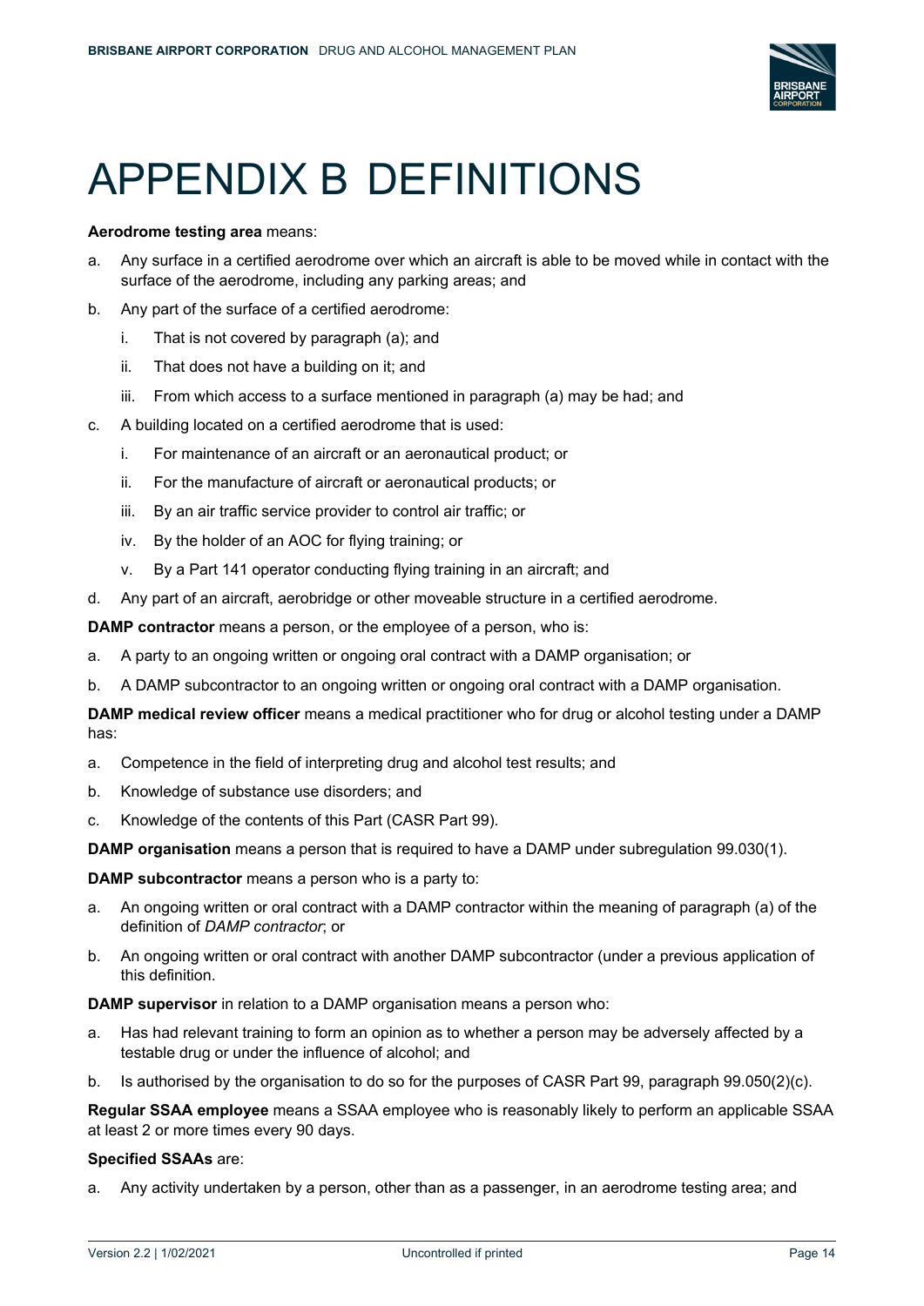# APPENDIX B DEFINITIONS

**Aerodrome testing area** means:

a. Any surface in a certified aerodrome over which an aircraft is able to be moved while in contact with the surface of the aerodrome, including any parking areas; and

b. Any part of the surface of a certified aerodrome:

   i. That is not covered by paragraph (a); and

   ii. That does not have a building on it; and

   iii. From which access to a surface mentioned in paragraph (a) may be had; and

c. A building located on a certified aerodrome that is used:

   i. For maintenance of an aircraft or an aeronautical product; or

   ii. For the manufacture of aircraft or aeronautical products; or

   iii. By an air traffic service provider to control air traffic; or

   iv. By the holder of an AOC for flying training; or

   v. By a Part 141 operator conducting flying training in an aircraft; and

d. Any part of an aircraft, aerobridge or other moveable structure in a certified aerodrome.

**DAMP contractor** means a person, or the employee of a person, who is:

a. A party to an ongoing written or ongoing oral contract with a DAMP organisation; or

b. A DAMP subcontractor to an ongoing written or ongoing oral contract with a DAMP organisation.

**DAMP medical review officer** means a medical practitioner who for drug or alcohol testing under a DAMP has:

a. Competence in the field of interpreting drug and alcohol test results; and

b. Knowledge of substance use disorders; and

c. Knowledge of the contents of this Part (CASR Part 99).

**DAMP organisation** means a person that is required to have a DAMP under subregulation 99.030(1).

**DAMP subcontractor** means a person who is a party to:

a. An ongoing written or oral contract with a DAMP contractor within the meaning of paragraph (a) of the definition of *DAMP contractor*; or

b. An ongoing written or oral contract with another DAMP subcontractor (under a previous application of this definition.

**DAMP supervisor** in relation to a DAMP organisation means a person who:

a. Has had relevant training to form an opinion as to whether a person may be adversely affected by a testable drug or under the influence of alcohol; and

b. Is authorised by the organisation to do so for the purposes of CASR Part 99, paragraph 99.050(2)(c).

**Regular SSAA employee** means a SSAA employee who is reasonably likely to perform an applicable SSAA at least 2 or more times every 90 days.

**Specified SSAAs** are:

a. Any activity undertaken by a person, other than as a passenger, in an aerodrome testing area; and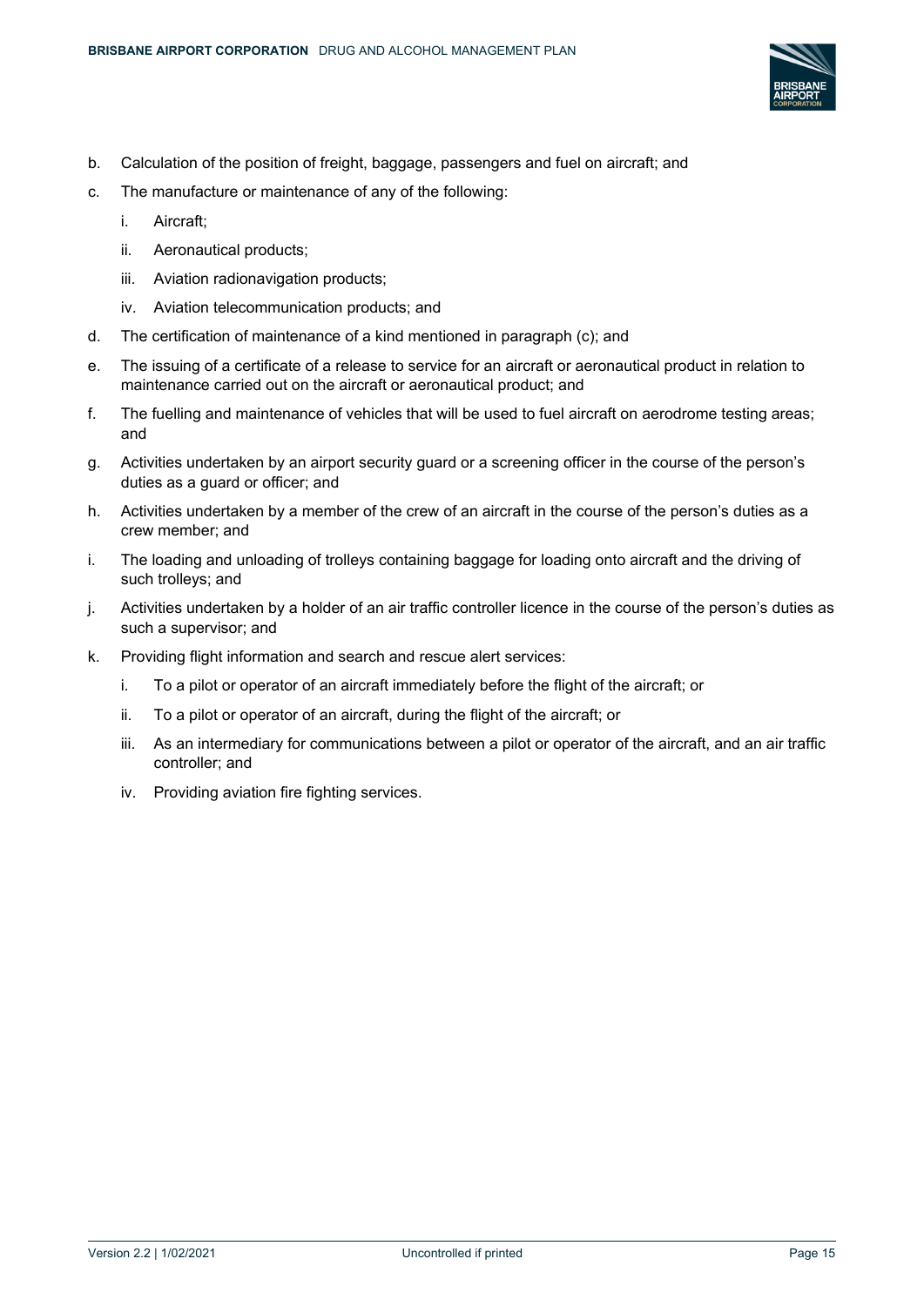b. Calculation of the position of freight, baggage, passengers and fuel on aircraft; and

c. The manufacture or maintenance of any of the following:

    i. Aircraft;

    ii. Aeronautical products;

    iii. Aviation radionavigation products;

    iv. Aviation telecommunication products; and

d. The certification of maintenance of a kind mentioned in paragraph (c); and

e. The issuing of a certificate of a release to service for an aircraft or aeronautical product in relation to maintenance carried out on the aircraft or aeronautical product; and

f. The fuelling and maintenance of vehicles that will be used to fuel aircraft on aerodrome testing areas; and

g. Activities undertaken by an airport security guard or a screening officer in the course of the person's duties as a guard or officer; and

h. Activities undertaken by a member of the crew of an aircraft in the course of the person's duties as a crew member; and

i. The loading and unloading of trolleys containing baggage for loading onto aircraft and the driving of such trolleys; and

j. Activities undertaken by a holder of an air traffic controller licence in the course of the person's duties as such a supervisor; and

k. Providing flight information and search and rescue alert services:

    i. To a pilot or operator of an aircraft immediately before the flight of the aircraft; or

    ii. To a pilot or operator of an aircraft, during the flight of the aircraft; or

    iii. As an intermediary for communications between a pilot or operator of the aircraft, and an air traffic controller; and

    iv. Providing aviation fire fighting services.